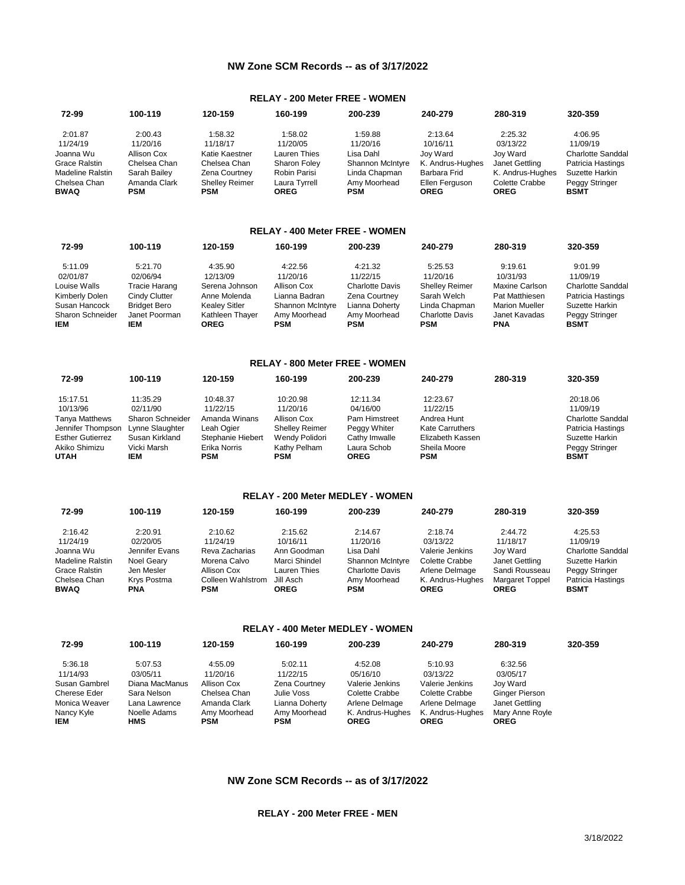# NW Zone SCM Records -- as of 3/17/2022

## RELAY - 200 Meter FREE - WOMEN

| 72-99 | 100-119 | 120-159 | 160-199 | 200-239 | 240-279 | 280-319 | 320-359 |
|---|---|---|---|---|---|---|---|
| 2:01.87 | 2:00.43 | 1:58.32 | 1:58.02 | 1:59.88 | 2:13.64 | 2:25.32 | 4:06.95 |
| 11/24/19 | 11/20/16 | 11/18/17 | 11/20/05 | 11/20/16 | 10/16/11 | 03/13/22 | 11/09/19 |
| Joanna Wu | Allison Cox | Katie Kaestner | Lauren Thies | Lisa Dahl | Joy Ward | Joy Ward | Charlotte Sanddal |
| Grace Ralstin | Chelsea Chan | Chelsea Chan | Sharon Foley | Shannon McIntyre | K. Andrus-Hughes | Janet Gettling | Patricia Hastings |
| Madeline Ralstin | Sarah Bailey | Zena Courtney | Robin Parisi | Linda Chapman | Barbara Frid | K. Andrus-Hughes | Suzette Harkin |
| Chelsea Chan | Amanda Clark | Shelley Reimer | Laura Tyrrell | Amy Moorhead | Ellen Ferguson | Colette Crabbe | Peggy Stringer |
| **BWAQ** | **PSM** | **PSM** | **OREG** | **PSM** | **OREG** | **OREG** | **BSMT** |

## RELAY - 400 Meter FREE - WOMEN

| 72-99 | 100-119 | 120-159 | 160-199 | 200-239 | 240-279 | 280-319 | 320-359 |
|---|---|---|---|---|---|---|---|
| 5:11.09 | 5:21.70 | 4:35.90 | 4:22.56 | 4:21.32 | 5:25.53 | 9:19.61 | 9:01.99 |
| 02/01/87 | 02/06/94 | 12/13/09 | 11/20/16 | 11/22/15 | 11/20/16 | 10/31/93 | 11/09/19 |
| Louise Walls | Tracie Harang | Serena Johnson | Allison Cox | Charlotte Davis | Shelley Reimer | Maxine Carlson | Charlotte Sanddal |
| Kimberly Dolen | Cindy Clutter | Anne Molenda | Lianna Badran | Zena Courtney | Sarah Welch | Pat Matthiesen | Patricia Hastings |
| Susan Hancock | Bridget Bero | Kealey Sitler | Shannon McIntyre | Lianna Doherty | Linda Chapman | Marion Mueller | Suzette Harkin |
| Sharon Schneider | Janet Poorman | Kathleen Thayer | Amy Moorhead | Amy Moorhead | Charlotte Davis | Janet Kavadas | Peggy Stringer |
| **IEM** | **IEM** | **OREG** | **PSM** | **PSM** | **PSM** | **PNA** | **BSMT** |

## RELAY - 800 Meter FREE - WOMEN

| 72-99 | 100-119 | 120-159 | 160-199 | 200-239 | 240-279 | 280-319 | 320-359 |
|---|---|---|---|---|---|---|---|
| 15:17.51 | 11:35.29 | 10:48.37 | 10:20.98 | 12:11.34 | 12:23.67 | | 20:18.06 |
| 10/13/96 | 02/11/90 | 11/22/15 | 11/20/16 | 04/16/00 | 11/22/15 | | 11/09/19 |
| Tanya Matthews | Sharon Schneider | Amanda Winans | Allison Cox | Pam Himstreet | Andrea Hunt | | Charlotte Sanddal |
| Jennifer Thompson | Lynne Slaughter | Leah Ogier | Shelley Reimer | Peggy Whiter | Kate Carruthers | | Patricia Hastings |
| Esther Gutierrez | Susan Kirkland | Stephanie Hiebert | Wendy Polidori | Cathy Imwalle | Elizabeth Kassen | | Suzette Harkin |
| Akiko Shimizu | Vicki Marsh | Erika Norris | Kathy Pelham | Laura Schob | Sheila Moore | | Peggy Stringer |
| **UTAH** | **IEM** | **PSM** | **PSM** | **OREG** | **PSM** | | **BSMT** |

## RELAY - 200 Meter MEDLEY - WOMEN

| 72-99 | 100-119 | 120-159 | 160-199 | 200-239 | 240-279 | 280-319 | 320-359 |
|---|---|---|---|---|---|---|---|
| 2:16.42 | 2:20.91 | 2:10.62 | 2:15.62 | 2:14.67 | 2:18.74 | 2:44.72 | 4:25.53 |
| 11/24/19 | 02/20/05 | 11/24/19 | 10/16/11 | 11/20/16 | 03/13/22 | 11/18/17 | 11/09/19 |
| Joanna Wu | Jennifer Evans | Reva Zacharias | Ann Goodman | Lisa Dahl | Valerie Jenkins | Joy Ward | Charlotte Sanddal |
| Madeline Ralstin | Noel Geary | Morena Calvo | Marci Shindel | Shannon McIntyre | Colette Crabbe | Janet Gettling | Suzette Harkin |
| Grace Ralstin | Jen Mesler | Allison Cox | Lauren Thies | Charlotte Davis | Arlene Delmage | Sandi Rousseau | Peggy Stringer |
| Chelsea Chan | Krys Postma | Colleen Wahlstrom | Jill Asch | Amy Moorhead | K. Andrus-Hughes | Margaret Toppel | Patricia Hastings |
| **BWAQ** | **PNA** | **PSM** | **OREG** | **PSM** | **OREG** | **OREG** | **BSMT** |

## RELAY - 400 Meter MEDLEY - WOMEN

| 72-99 | 100-119 | 120-159 | 160-199 | 200-239 | 240-279 | 280-319 | 320-359 |
|---|---|---|---|---|---|---|---|
| 5:36.18 | 5:07.53 | 4:55.09 | 5:02.11 | 4:52.08 | 5:10.93 | 6:32.56 | |
| 11/14/93 | 03/05/11 | 11/20/16 | 11/22/15 | 05/16/10 | 03/13/22 | 03/05/17 | |
| Susan Gambrel | Diana MacManus | Allison Cox | Zena Courtney | Valerie Jenkins | Valerie Jenkins | Joy Ward | |
| Cherese Eder | Sara Nelson | Chelsea Chan | Julie Voss | Colette Crabbe | Colette Crabbe | Ginger Pierson | |
| Monica Weaver | Lana Lawrence | Amanda Clark | Lianna Doherty | Arlene Delmage | Arlene Delmage | Janet Gettling | |
| Nancy Kyle | Noelle Adams | Amy Moorhead | Amy Moorhead | K. Andrus-Hughes | K. Andrus-Hughes | Mary Anne Royle | |
| **IEM** | **HMS** | **PSM** | **PSM** | **OREG** | **OREG** | **OREG** | |

# NW Zone SCM Records -- as of 3/17/2022

## RELAY - 200 Meter FREE - MEN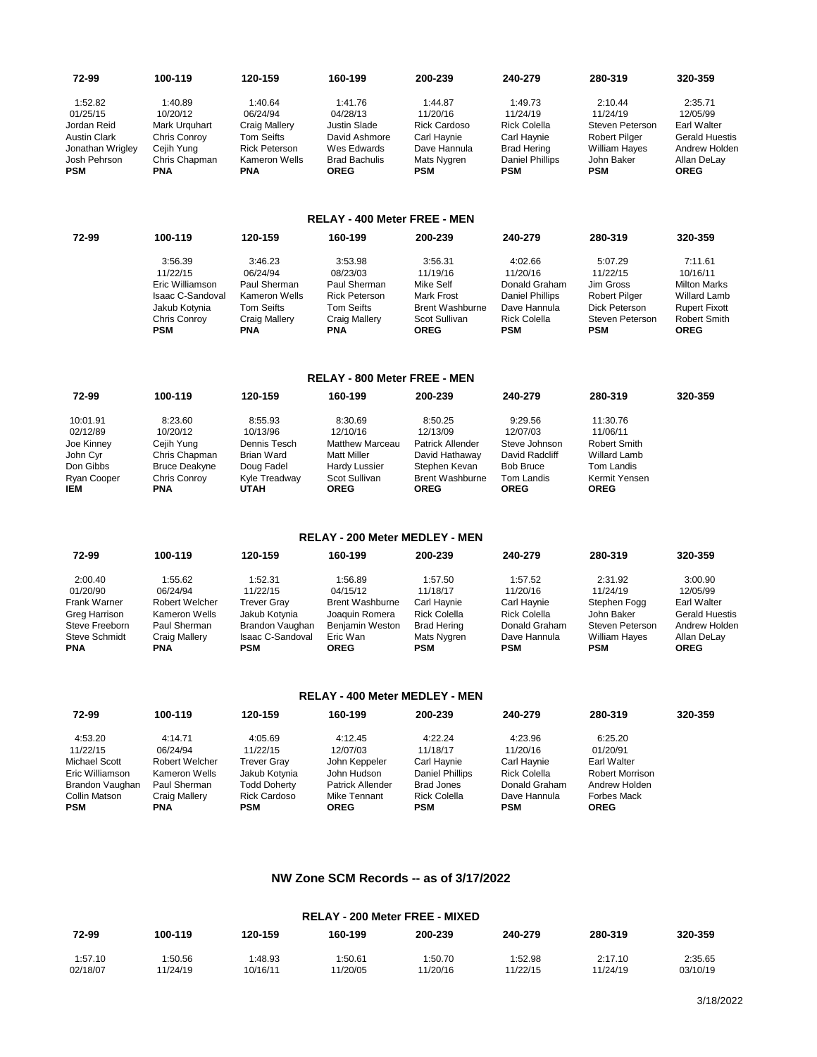| 72-99 | 100-119 | 120-159 | 160-199 | 200-239 | 240-279 | 280-319 | 320-359 |
|---|---|---|---|---|---|---|---|
| 1:52.82 | 1:40.89 | 1:40.64 | 1:41.76 | 1:44.87 | 1:49.73 | 2:10.44 | 2:35.71 |
| 01/25/15 | 10/20/12 | 06/24/94 | 04/28/13 | 11/20/16 | 11/24/19 | 11/24/19 | 12/05/99 |
| Jordan Reid | Mark Urquhart | Craig Mallery | Justin Slade | Rick Cardoso | Rick Colella | Steven Peterson | Earl Walter |
| Austin Clark | Chris Conroy | Tom Seifts | David Ashmore | Carl Haynie | Carl Haynie | Robert Pilger | Gerald Huestis |
| Jonathan Wrigley | Cejih Yung | Rick Peterson | Wes Edwards | Dave Hannula | Brad Hering | William Hayes | Andrew Holden |
| Josh Pehrson | Chris Chapman | Kameron Wells | Brad Bachulis | Mats Nygren | Daniel Phillips | John Baker | Allan DeLay |
| **PSM** | **PNA** | **PNA** | **OREG** | **PSM** | **PSM** | **PSM** | **OREG** |

## RELAY - 400 Meter FREE - MEN

| 72-99 | 100-119 | 120-159 | 160-199 | 200-239 | 240-279 | 280-319 | 320-359 |
|---|---|---|---|---|---|---|---|
| | 3:56.39 | 3:46.23 | 3:53.98 | 3:56.31 | 4:02.66 | 5:07.29 | 7:11.61 |
| | 11/22/15 | 06/24/94 | 08/23/03 | 11/19/16 | 11/20/16 | 11/22/15 | 10/16/11 |
| | Eric Williamson | Paul Sherman | Paul Sherman | Mike Self | Donald Graham | Jim Gross | Milton Marks |
| | Isaac C-Sandoval | Kameron Wells | Rick Peterson | Mark Frost | Daniel Phillips | Robert Pilger | Willard Lamb |
| | Jakub Kotynia | Tom Seifts | Tom Seifts | Brent Washburne | Dave Hannula | Dick Peterson | Rupert Fixott |
| | Chris Conroy | Craig Mallery | Craig Mallery | Scot Sullivan | Rick Colella | Steven Peterson | Robert Smith |
| | **PSM** | **PNA** | **PNA** | **OREG** | **PSM** | **PSM** | **OREG** |

## RELAY - 800 Meter FREE - MEN

| 72-99 | 100-119 | 120-159 | 160-199 | 200-239 | 240-279 | 280-319 | 320-359 |
|---|---|---|---|---|---|---|---|
| 10:01.91 | 8:23.60 | 8:55.93 | 8:30.69 | 8:50.25 | 9:29.56 | 11:30.76 | |
| 02/12/89 | 10/20/12 | 10/13/96 | 12/10/16 | 12/13/09 | 12/07/03 | 11/06/11 | |
| Joe Kinney | Cejih Yung | Dennis Tesch | Matthew Marceau | Patrick Allender | Steve Johnson | Robert Smith | |
| John Cyr | Chris Chapman | Brian Ward | Matt Miller | David Hathaway | David Radcliff | Willard Lamb | |
| Don Gibbs | Bruce Deakyne | Doug Fadel | Hardy Lussier | Stephen Kevan | Bob Bruce | Tom Landis | |
| Ryan Cooper | Chris Conroy | Kyle Treadway | Scot Sullivan | Brent Washburne | Tom Landis | Kermit Yensen | |
| **IEM** | **PNA** | **UTAH** | **OREG** | **OREG** | **OREG** | **OREG** | |

## RELAY - 200 Meter MEDLEY - MEN

| 72-99 | 100-119 | 120-159 | 160-199 | 200-239 | 240-279 | 280-319 | 320-359 |
|---|---|---|---|---|---|---|---|
| 2:00.40 | 1:55.62 | 1:52.31 | 1:56.89 | 1:57.50 | 1:57.52 | 2:31.92 | 3:00.90 |
| 01/20/90 | 06/24/94 | 11/22/15 | 04/15/12 | 11/18/17 | 11/20/16 | 11/24/19 | 12/05/99 |
| Frank Warner | Robert Welcher | Trever Gray | Brent Washburne | Carl Haynie | Carl Haynie | Stephen Fogg | Earl Walter |
| Greg Harrison | Kameron Wells | Jakub Kotynia | Joaquin Romera | Rick Colella | Rick Colella | John Baker | Gerald Huestis |
| Steve Freeborn | Paul Sherman | Brandon Vaughan | Benjamin Weston | Brad Hering | Donald Graham | Steven Peterson | Andrew Holden |
| Steve Schmidt | Craig Mallery | Isaac C-Sandoval | Eric Wan | Mats Nygren | Dave Hannula | William Hayes | Allan DeLay |
| **PNA** | **PNA** | **PSM** | **OREG** | **PSM** | **PSM** | **PSM** | **OREG** |

## RELAY - 400 Meter MEDLEY - MEN

| 72-99 | 100-119 | 120-159 | 160-199 | 200-239 | 240-279 | 280-319 | 320-359 |
|---|---|---|---|---|---|---|---|
| 4:53.20 | 4:14.71 | 4:05.69 | 4:12.45 | 4:22.24 | 4:23.96 | 6:25.20 | |
| 11/22/15 | 06/24/94 | 11/22/15 | 12/07/03 | 11/18/17 | 11/20/16 | 01/20/91 | |
| Michael Scott | Robert Welcher | Trever Gray | John Keppeler | Carl Haynie | Carl Haynie | Earl Walter | |
| Eric Williamson | Kameron Wells | Jakub Kotynia | John Hudson | Daniel Phillips | Rick Colella | Robert Morrison | |
| Brandon Vaughan | Paul Sherman | Todd Doherty | Patrick Allender | Brad Jones | Donald Graham | Andrew Holden | |
| Collin Matson | Craig Mallery | Rick Cardoso | Mike Tennant | Rick Colella | Dave Hannula | Forbes Mack | |
| **PSM** | **PNA** | **PSM** | **OREG** | **PSM** | **PSM** | **OREG** | |

# NW Zone SCM Records -- as of 3/17/2022

## RELAY - 200 Meter FREE - MIXED

| 72-99 | 100-119 | 120-159 | 160-199 | 200-239 | 240-279 | 280-319 | 320-359 |
|---|---|---|---|---|---|---|---|
| 1:57.10 | 1:50.56 | 1:48.93 | 1:50.61 | 1:50.70 | 1:52.98 | 2:17.10 | 2:35.65 |
| 02/18/07 | 11/24/19 | 10/16/11 | 11/20/05 | 11/20/16 | 11/22/15 | 11/24/19 | 03/10/19 |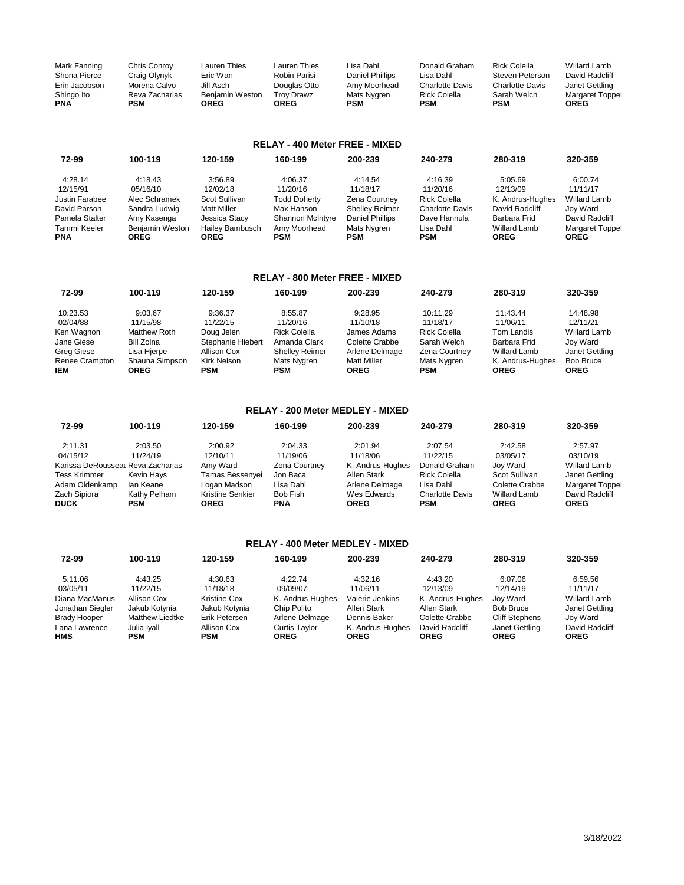| | | | | | | | |
|---|---|---|---|---|---|---|---|
| Mark Fanning | Chris Conroy | Lauren Thies | Lauren Thies | Lisa Dahl | Donald Graham | Rick Colella | Willard Lamb |
| Shona Pierce | Craig Olynyk | Eric Wan | Robin Parisi | Daniel Phillips | Lisa Dahl | Steven Peterson | David Radcliff |
| Erin Jacobson | Morena Calvo | Jill Asch | Douglas Otto | Amy Moorhead | Charlotte Davis | Charlotte Davis | Janet Gettling |
| Shingo Ito | Reva Zacharias | Benjamin Weston | Troy Drawz | Mats Nygren | Rick Colella | Sarah Welch | Margaret Toppel |
| **PNA** | **PSM** | **OREG** | **OREG** | **PSM** | **PSM** | **PSM** | **OREG** |

## RELAY - 400 Meter FREE - MIXED

| 72-99 | 100-119 | 120-159 | 160-199 | 200-239 | 240-279 | 280-319 | 320-359 |
|---|---|---|---|---|---|---|---|
| 4:28.14 | 4:18.43 | 3:56.89 | 4:06.37 | 4:14.54 | 4:16.39 | 5:05.69 | 6:00.74 |
| 12/15/91 | 05/16/10 | 12/02/18 | 11/20/16 | 11/18/17 | 11/20/16 | 12/13/09 | 11/11/17 |
| Justin Farabee | Alec Schramek | Scot Sullivan | Todd Doherty | Zena Courtney | Rick Colella | K. Andrus-Hughes | Willard Lamb |
| David Parson | Sandra Ludwig | Matt Miller | Max Hanson | Shelley Reimer | Charlotte Davis | David Radcliff | Joy Ward |
| Pamela Stalter | Amy Kasenga | Jessica Stacy | Shannon McIntyre | Daniel Phillips | Dave Hannula | Barbara Frid | David Radcliff |
| Tammi Keeler | Benjamin Weston | Hailey Bambusch | Amy Moorhead | Mats Nygren | Lisa Dahl | Willard Lamb | Margaret Toppel |
| **PNA** | **OREG** | **OREG** | **PSM** | **PSM** | **PSM** | **OREG** | **OREG** |

## RELAY - 800 Meter FREE - MIXED

| 72-99 | 100-119 | 120-159 | 160-199 | 200-239 | 240-279 | 280-319 | 320-359 |
|---|---|---|---|---|---|---|---|
| 10:23.53 | 9:03.67 | 9:36.37 | 8:55.87 | 9:28.95 | 10:11.29 | 11:43.44 | 14:48.98 |
| 02/04/88 | 11/15/98 | 11/22/15 | 11/20/16 | 11/10/18 | 11/18/17 | 11/06/11 | 12/11/21 |
| Ken Wagnon | Matthew Roth | Doug Jelen | Rick Colella | James Adams | Rick Colella | Tom Landis | Willard Lamb |
| Jane Giese | Bill Zolna | Stephanie Hiebert | Amanda Clark | Colette Crabbe | Sarah Welch | Barbara Frid | Joy Ward |
| Greg Giese | Lisa Hjerpe | Allison Cox | Shelley Reimer | Arlene Delmage | Zena Courtney | Willard Lamb | Janet Gettling |
| Renee Crampton | Shauna Simpson | Kirk Nelson | Mats Nygren | Matt Miller | Mats Nygren | K. Andrus-Hughes | Bob Bruce |
| **IEM** | **OREG** | **PSM** | **PSM** | **OREG** | **PSM** | **OREG** | **OREG** |

## RELAY - 200 Meter MEDLEY - MIXED

| 72-99 | 100-119 | 120-159 | 160-199 | 200-239 | 240-279 | 280-319 | 320-359 |
|---|---|---|---|---|---|---|---|
| 2:11.31 | 2:03.50 | 2:00.92 | 2:04.33 | 2:01.94 | 2:07.54 | 2:42.58 | 2:57.97 |
| 04/15/12 | 11/24/19 | 12/10/11 | 11/19/06 | 11/18/06 | 11/22/15 | 03/05/17 | 03/10/19 |
| Karissa DeRousseau | Reva Zacharias | Amy Ward | Zena Courtney | K. Andrus-Hughes | Donald Graham | Joy Ward | Willard Lamb |
| Tess Krimmer | Kevin Hays | Tamas Bessenyei | Jon Baca | Allen Stark | Rick Colella | Scot Sullivan | Janet Gettling |
| Adam Oldenkamp | Ian Keane | Logan Madson | Lisa Dahl | Arlene Delmage | Lisa Dahl | Colette Crabbe | Margaret Toppel |
| Zach Sipiora | Kathy Pelham | Kristine Senkier | Bob Fish | Wes Edwards | Charlotte Davis | Willard Lamb | David Radcliff |
| **DUCK** | **PSM** | **OREG** | **PNA** | **OREG** | **PSM** | **OREG** | **OREG** |

## RELAY - 400 Meter MEDLEY - MIXED

| 72-99 | 100-119 | 120-159 | 160-199 | 200-239 | 240-279 | 280-319 | 320-359 |
|---|---|---|---|---|---|---|---|
| 5:11.06 | 4:43.25 | 4:30.63 | 4:22.74 | 4:32.16 | 4:43.20 | 6:07.06 | 6:59.56 |
| 03/05/11 | 11/22/15 | 11/18/18 | 09/09/07 | 11/06/11 | 12/13/09 | 12/14/19 | 11/11/17 |
| Diana MacManus | Allison Cox | Kristine Cox | K. Andrus-Hughes | Valerie Jenkins | K. Andrus-Hughes | Joy Ward | Willard Lamb |
| Jonathan Siegler | Jakub Kotynia | Jakub Kotynia | Chip Polito | Allen Stark | Allen Stark | Bob Bruce | Janet Gettling |
| Brady Hooper | Matthew Liedtke | Erik Petersen | Arlene Delmage | Dennis Baker | Colette Crabbe | Cliff Stephens | Joy Ward |
| Lana Lawrence | Julia Iyall | Allison Cox | Curtis Taylor | K. Andrus-Hughes | David Radcliff | Janet Gettling | David Radcliff |
| **HMS** | **PSM** | **PSM** | **OREG** | **OREG** | **OREG** | **OREG** | **OREG** |

3/18/2022